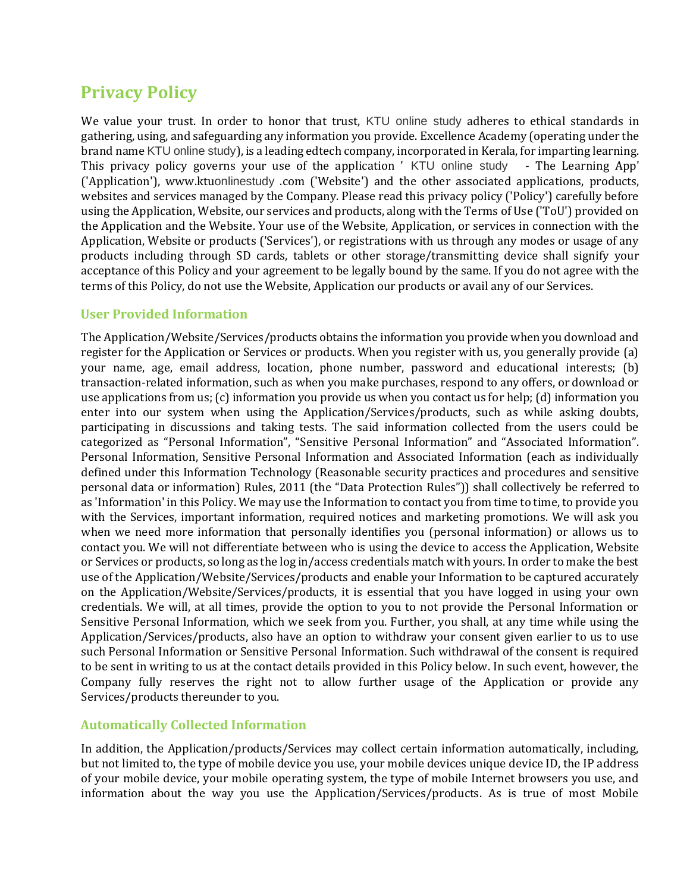# Privacy Policy

We value your trust. In order to honor that trust, KTU online study adheres to ethical standards in gathering, using, and safeguarding any information you provide. Excellence Academy (operating under the brand name KTU online study), is a leading edtech company, incorporated in Kerala, for imparting learning. This privacy policy governs your use of the application ' KTU online study - The Learning App' ('Application'), www.ktuonlinestudy .com ('Website') and the other associated applications, products, websites and services managed by the Company. Please read this privacy policy ('Policy') carefully before using the Application, Website, our services and products, along with the Terms of Use ('ToU') provided on the Application and the Website. Your use of the Website, Application, or services in connection with the Application, Website or products ('Services'), or registrations with us through any modes or usage of any products including through SD cards, tablets or other storage/transmitting device shall signify your acceptance of this Policy and your agreement to be legally bound by the same. If you do not agree with the terms of this Policy, do not use the Website, Application our products or avail any of our Services.

## User Provided Information

The Application/Website/Services/products obtains the information you provide when you download and register for the Application or Services or products. When you register with us, you generally provide (a) your name, age, email address, location, phone number, password and educational interests; (b) transaction-related information, such as when you make purchases, respond to any offers, or download or use applications from us; (c) information you provide us when you contact us for help; (d) information you enter into our system when using the Application/Services/products, such as while asking doubts, participating in discussions and taking tests. The said information collected from the users could be categorized as “Personal Information”, “Sensitive Personal Information” and “Associated Information”. Personal Information, Sensitive Personal Information and Associated Information (each as individually defined under this Information Technology (Reasonable security practices and procedures and sensitive personal data or information) Rules, 2011 (the “Data Protection Rules”)) shall collectively be referred to as 'Information' in this Policy. We may use the Information to contact you from time to time, to provide you with the Services, important information, required notices and marketing promotions. We will ask you when we need more information that personally identifies you (personal information) or allows us to contact you. We will not differentiate between who is using the device to access the Application, Website or Services or products, so long as the log in/access credentials match with yours. In order to make the best use of the Application/Website/Services/products and enable your Information to be captured accurately on the Application/Website/Services/products, it is essential that you have logged in using your own credentials. We will, at all times, provide the option to you to not provide the Personal Information or Sensitive Personal Information, which we seek from you. Further, you shall, at any time while using the Application/Services/products, also have an option to withdraw your consent given earlier to us to use such Personal Information or Sensitive Personal Information. Such withdrawal of the consent is required to be sent in writing to us at the contact details provided in this Policy below. In such event, however, the Company fully reserves the right not to allow further usage of the Application or provide any Services/products thereunder to you.

## Automatically Collected Information

In addition, the Application/products/Services may collect certain information automatically, including, but not limited to, the type of mobile device you use, your mobile devices unique device ID, the IP address of your mobile device, your mobile operating system, the type of mobile Internet browsers you use, and information about the way you use the Application/Services/products. As is true of most Mobile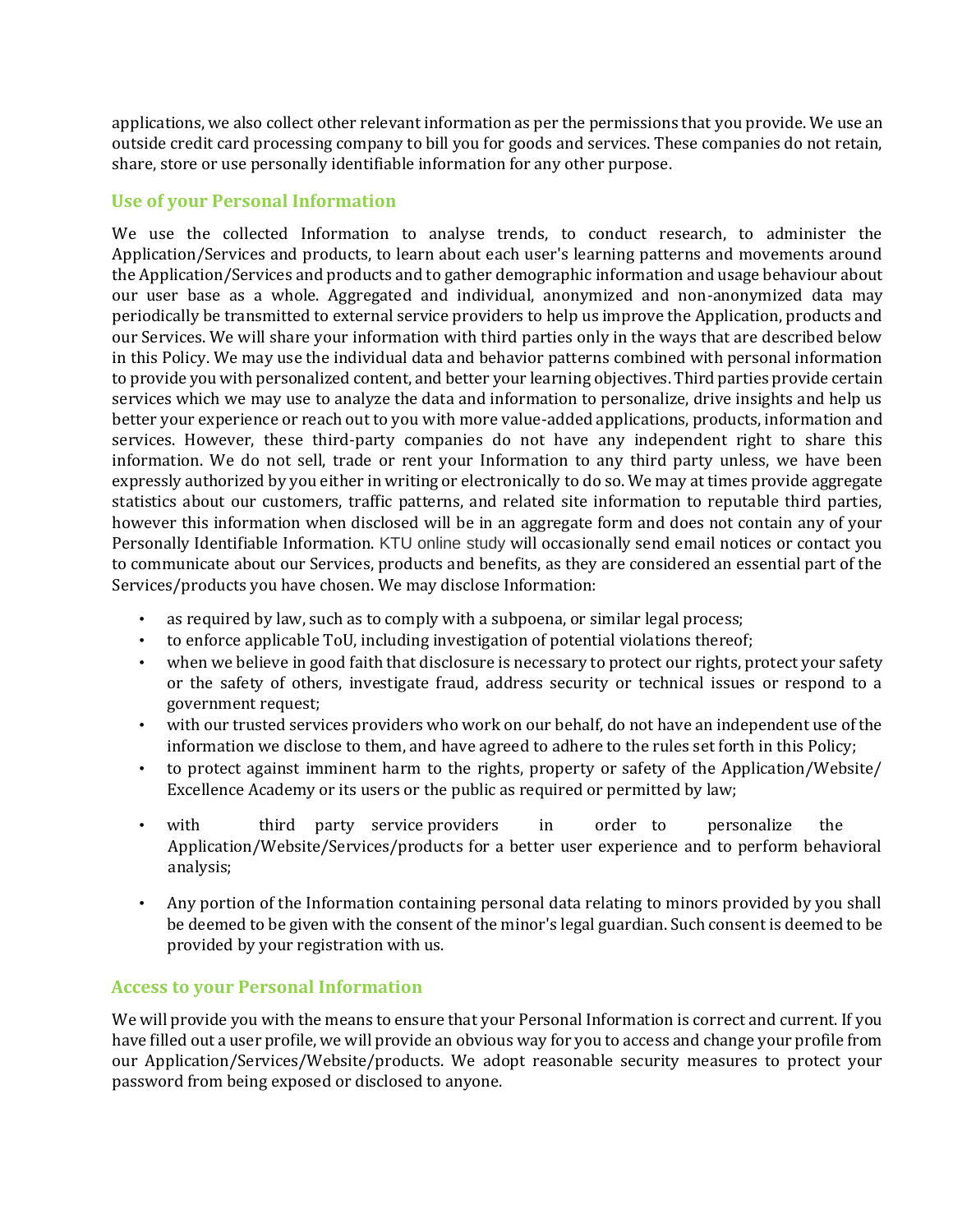applications, we also collect other relevant information as per the permissions that you provide. We use an outside credit card processing company to bill you for goods and services. These companies do not retain, share, store or use personally identifiable information for any other purpose.

## Use of your Personal Information

We use the collected Information to analyse trends, to conduct research, to administer the Application/Services and products, to learn about each user's learning patterns and movements around the Application/Services and products and to gather demographic information and usage behaviour about our user base as a whole. Aggregated and individual, anonymized and non-anonymized data may periodically be transmitted to external service providers to help us improve the Application, products and our Services. We will share your information with third parties only in the ways that are described below in this Policy. We may use the individual data and behavior patterns combined with personal information to provide you with personalized content, and better your learning objectives. Third parties provide certain services which we may use to analyze the data and information to personalize, drive insights and help us better your experience or reach out to you with more value-added applications, products, information and services. However, these third-party companies do not have any independent right to share this information. We do not sell, trade or rent your Information to any third party unless, we have been expressly authorized by you either in writing or electronically to do so. We may at times provide aggregate statistics about our customers, traffic patterns, and related site information to reputable third parties, however this information when disclosed will be in an aggregate form and does not contain any of your Personally Identifiable Information. KTU online study will occasionally send email notices or contact you to communicate about our Services, products and benefits, as they are considered an essential part of the Services/products you have chosen. We may disclose Information:

- as required by law, such as to comply with a subpoena, or similar legal process;
- to enforce applicable ToU, including investigation of potential violations thereof;
- when we believe in good faith that disclosure is necessary to protect our rights, protect your safety or the safety of others, investigate fraud, address security or technical issues or respond to a government request;
- with our trusted services providers who work on our behalf, do not have an independent use of the information we disclose to them, and have agreed to adhere to the rules set forth in this Policy;
- to protect against imminent harm to the rights, property or safety of the Application/Website/ Excellence Academy or its users or the public as required or permitted by law;
- with third party service providers in order to personalize the Application/Website/Services/products for a better user experience and to perform behavioral analysis;
- Any portion of the Information containing personal data relating to minors provided by you shall be deemed to be given with the consent of the minor's legal guardian. Such consent is deemed to be provided by your registration with us.

## Access to your Personal Information

We will provide you with the means to ensure that your Personal Information is correct and current. If you have filled out a user profile, we will provide an obvious way for you to access and change your profile from our Application/Services/Website/products. We adopt reasonable security measures to protect your password from being exposed or disclosed to anyone.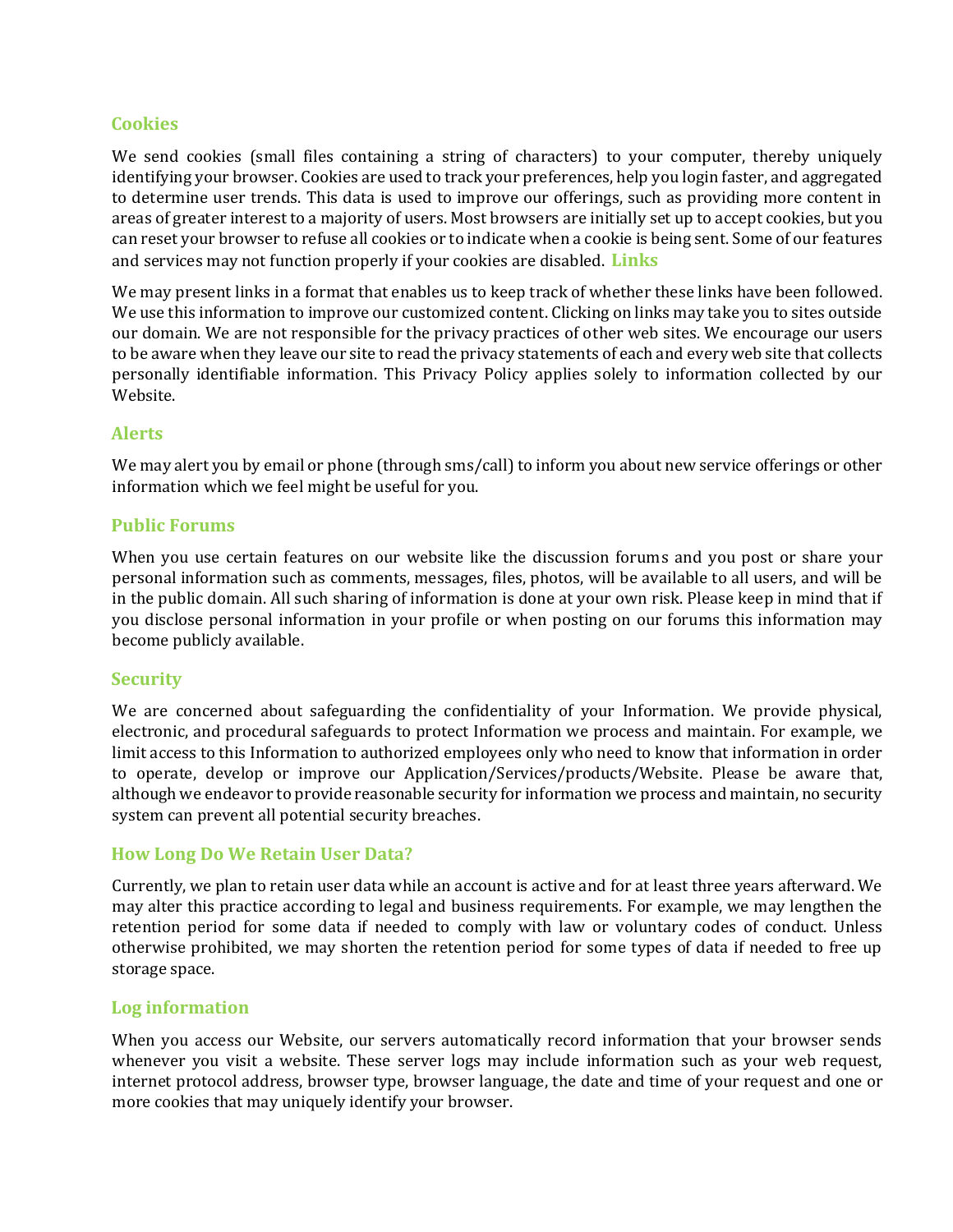### Cookies

We send cookies (small files containing a string of characters) to your computer, thereby uniquely identifying your browser. Cookies are used to track your preferences, help you login faster, and aggregated to determine user trends. This data is used to improve our offerings, such as providing more content in areas of greater interest to a majority of users. Most browsers are initially set up to accept cookies, but you can reset your browser to refuse all cookies or to indicate when a cookie is being sent. Some of our features and services may not function properly if your cookies are disabled.

### Links

We may present links in a format that enables us to keep track of whether these links have been followed. We use this information to improve our customized content. Clicking on links may take you to sites outside our domain. We are not responsible for the privacy practices of other web sites. We encourage our users to be aware when they leave our site to read the privacy statements of each and every web site that collects personally identifiable information. This Privacy Policy applies solely to information collected by our Website.

### Alerts

We may alert you by email or phone (through sms/call) to inform you about new service offerings or other information which we feel might be useful for you.

### Public Forums

When you use certain features on our website like the discussion forums and you post or share your personal information such as comments, messages, files, photos, will be available to all users, and will be in the public domain. All such sharing of information is done at your own risk. Please keep in mind that if you disclose personal information in your profile or when posting on our forums this information may become publicly available.

### Security

We are concerned about safeguarding the confidentiality of your Information. We provide physical, electronic, and procedural safeguards to protect Information we process and maintain. For example, we limit access to this Information to authorized employees only who need to know that information in order to operate, develop or improve our Application/Services/products/Website. Please be aware that, although we endeavor to provide reasonable security for information we process and maintain, no security system can prevent all potential security breaches.

### How Long Do We Retain User Data?

Currently, we plan to retain user data while an account is active and for at least three years afterward. We may alter this practice according to legal and business requirements. For example, we may lengthen the retention period for some data if needed to comply with law or voluntary codes of conduct. Unless otherwise prohibited, we may shorten the retention period for some types of data if needed to free up storage space.

### Log information

When you access our Website, our servers automatically record information that your browser sends whenever you visit a website. These server logs may include information such as your web request, internet protocol address, browser type, browser language, the date and time of your request and one or more cookies that may uniquely identify your browser.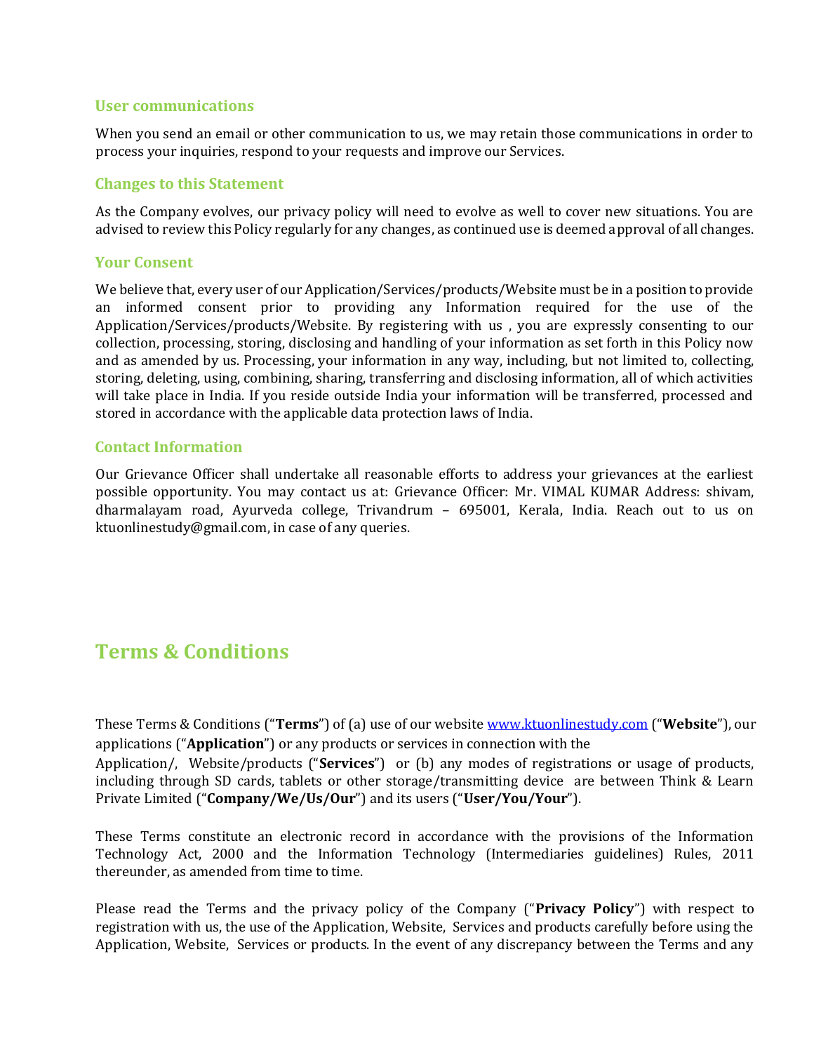### User communications

When you send an email or other communication to us, we may retain those communications in order to process your inquiries, respond to your requests and improve our Services.

### Changes to this Statement

As the Company evolves, our privacy policy will need to evolve as well to cover new situations. You are advised to review this Policy regularly for any changes, as continued use is deemed approval of all changes.

### Your Consent

We believe that, every user of our Application/Services/products/Website must be in a position to provide an informed consent prior to providing any Information required for the use of the Application/Services/products/Website. By registering with us , you are expressly consenting to our collection, processing, storing, disclosing and handling of your information as set forth in this Policy now and as amended by us. Processing, your information in any way, including, but not limited to, collecting, storing, deleting, using, combining, sharing, transferring and disclosing information, all of which activities will take place in India. If you reside outside India your information will be transferred, processed and stored in accordance with the applicable data protection laws of India.

### Contact Information

Our Grievance Officer shall undertake all reasonable efforts to address your grievances at the earliest possible opportunity. You may contact us at: Grievance Officer: Mr. VIMAL KUMAR Address: shivam, dharmalayam road, Ayurveda college, Trivandrum – 695001, Kerala, India. Reach out to us on ktuonlinestudy@gmail.com, in case of any queries.

## Terms & Conditions

These Terms & Conditions ("**Terms**") of (a) use of our website [www.ktuonlinestudy.com](http://www.ktuonlinestudy.com) ("**Website**"), our applications ("**Application**") or any products or services in connection with the Application/, Website/products ("**Services**") or (b) any modes of registrations or usage of products, including through SD cards, tablets or other storage/transmitting device are between Think & Learn Private Limited ("**Company/We/Us/Our**") and its users ("**User/You/Your**").

These Terms constitute an electronic record in accordance with the provisions of the Information Technology Act, 2000 and the Information Technology (Intermediaries guidelines) Rules, 2011 thereunder, as amended from time to time.

Please read the Terms and the privacy policy of the Company ("**Privacy Policy**") with respect to registration with us, the use of the Application, Website, Services and products carefully before using the Application, Website, Services or products. In the event of any discrepancy between the Terms and any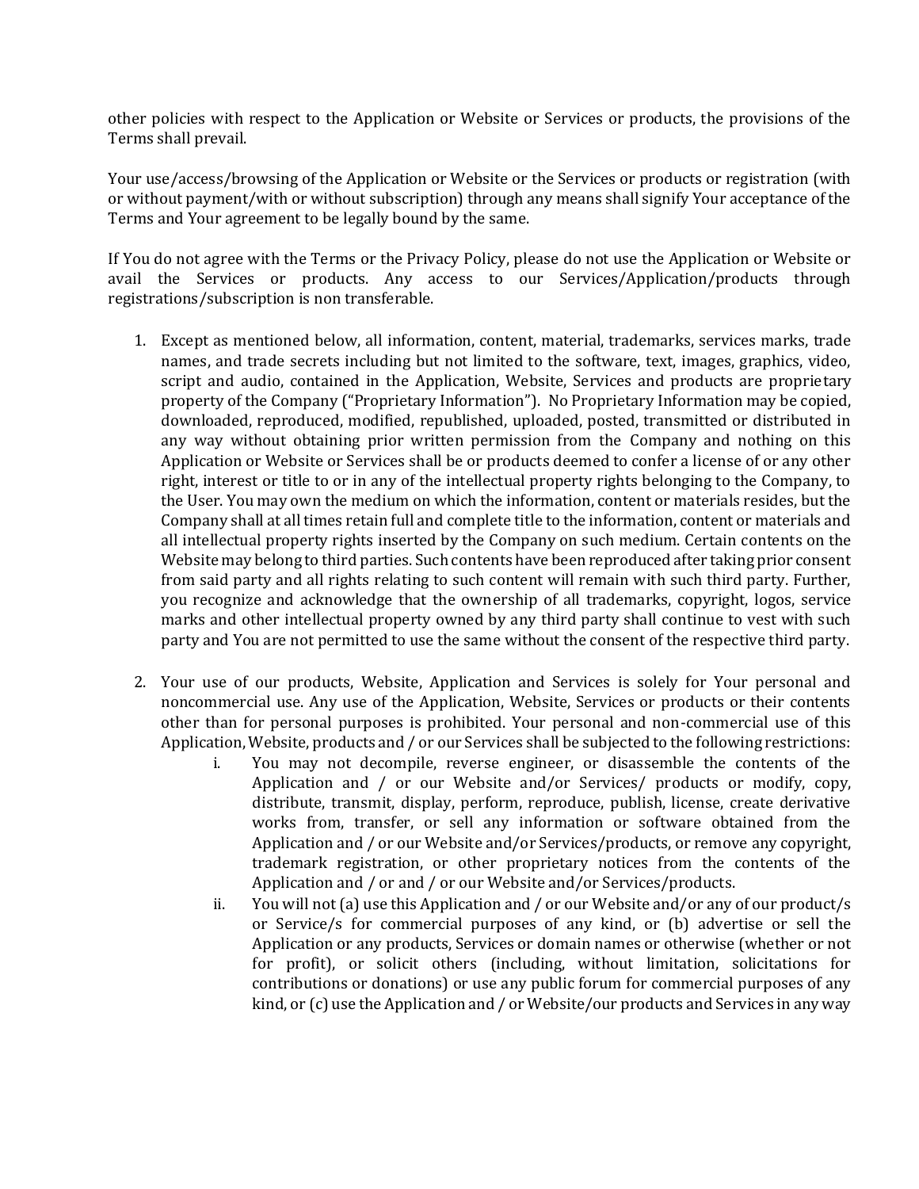other policies with respect to the Application or Website or Services or products, the provisions of the Terms shall prevail.

Your use/access/browsing of the Application or Website or the Services or products or registration (with or without payment/with or without subscription) through any means shall signify Your acceptance of the Terms and Your agreement to be legally bound by the same.

If You do not agree with the Terms or the Privacy Policy, please do not use the Application or Website or avail the Services or products. Any access to our Services/Application/products through registrations/subscription is non transferable.

1. Except as mentioned below, all information, content, material, trademarks, services marks, trade names, and trade secrets including but not limited to the software, text, images, graphics, video, script and audio, contained in the Application, Website, Services and products are proprietary property of the Company ("Proprietary Information"). No Proprietary Information may be copied, downloaded, reproduced, modified, republished, uploaded, posted, transmitted or distributed in any way without obtaining prior written permission from the Company and nothing on this Application or Website or Services shall be or products deemed to confer a license of or any other right, interest or title to or in any of the intellectual property rights belonging to the Company, to the User. You may own the medium on which the information, content or materials resides, but the Company shall at all times retain full and complete title to the information, content or materials and all intellectual property rights inserted by the Company on such medium. Certain contents on the Website may belong to third parties. Such contents have been reproduced after taking prior consent from said party and all rights relating to such content will remain with such third party. Further, you recognize and acknowledge that the ownership of all trademarks, copyright, logos, service marks and other intellectual property owned by any third party shall continue to vest with such party and You are not permitted to use the same without the consent of the respective third party.

2. Your use of our products, Website, Application and Services is solely for Your personal and noncommercial use. Any use of the Application, Website, Services or products or their contents other than for personal purposes is prohibited. Your personal and non-commercial use of this Application, Website, products and / or our Services shall be subjected to the following restrictions:
   i. You may not decompile, reverse engineer, or disassemble the contents of the Application and / or our Website and/or Services/ products or modify, copy, distribute, transmit, display, perform, reproduce, publish, license, create derivative works from, transfer, or sell any information or software obtained from the Application and / or our Website and/or Services/products, or remove any copyright, trademark registration, or other proprietary notices from the contents of the Application and / or and / or our Website and/or Services/products.
   ii. You will not (a) use this Application and / or our Website and/or any of our product/s or Service/s for commercial purposes of any kind, or (b) advertise or sell the Application or any products, Services or domain names or otherwise (whether or not for profit), or solicit others (including, without limitation, solicitations for contributions or donations) or use any public forum for commercial purposes of any kind, or (c) use the Application and / or Website/our products and Services in any way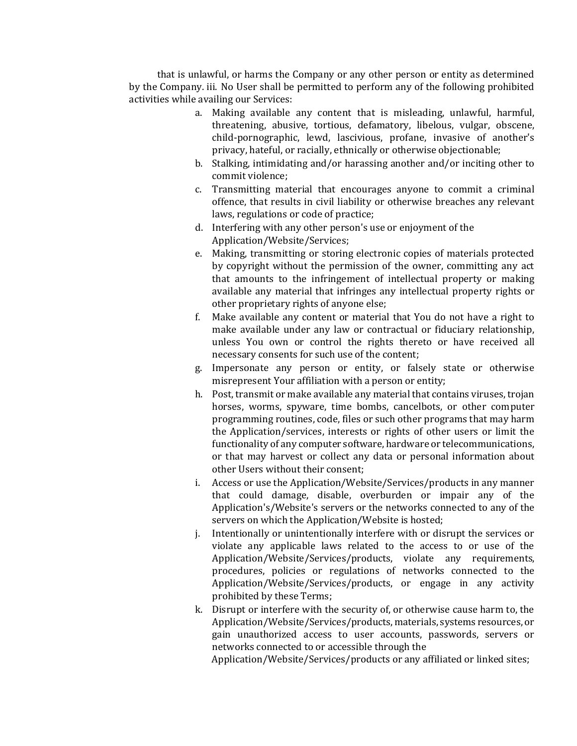that is unlawful, or harms the Company or any other person or entity as determined by the Company. iii. No User shall be permitted to perform any of the following prohibited activities while availing our Services:

a. Making available any content that is misleading, unlawful, harmful, threatening, abusive, tortious, defamatory, libelous, vulgar, obscene, child-pornographic, lewd, lascivious, profane, invasive of another's privacy, hateful, or racially, ethnically or otherwise objectionable;
b. Stalking, intimidating and/or harassing another and/or inciting other to commit violence;
c. Transmitting material that encourages anyone to commit a criminal offence, that results in civil liability or otherwise breaches any relevant laws, regulations or code of practice;
d. Interfering with any other person's use or enjoyment of the Application/Website/Services;
e. Making, transmitting or storing electronic copies of materials protected by copyright without the permission of the owner, committing any act that amounts to the infringement of intellectual property or making available any material that infringes any intellectual property rights or other proprietary rights of anyone else;
f. Make available any content or material that You do not have a right to make available under any law or contractual or fiduciary relationship, unless You own or control the rights thereto or have received all necessary consents for such use of the content;
g. Impersonate any person or entity, or falsely state or otherwise misrepresent Your affiliation with a person or entity;
h. Post, transmit or make available any material that contains viruses, trojan horses, worms, spyware, time bombs, cancelbots, or other computer programming routines, code, files or such other programs that may harm the Application/services, interests or rights of other users or limit the functionality of any computer software, hardware or telecommunications, or that may harvest or collect any data or personal information about other Users without their consent;
i. Access or use the Application/Website/Services/products in any manner that could damage, disable, overburden or impair any of the Application's/Website's servers or the networks connected to any of the servers on which the Application/Website is hosted;
j. Intentionally or unintentionally interfere with or disrupt the services or violate any applicable laws related to the access to or use of the Application/Website/Services/products, violate any requirements, procedures, policies or regulations of networks connected to the Application/Website/Services/products, or engage in any activity prohibited by these Terms;
k. Disrupt or interfere with the security of, or otherwise cause harm to, the Application/Website/Services/products, materials, systems resources, or gain unauthorized access to user accounts, passwords, servers or networks connected to or accessible through the Application/Website/Services/products or any affiliated or linked sites;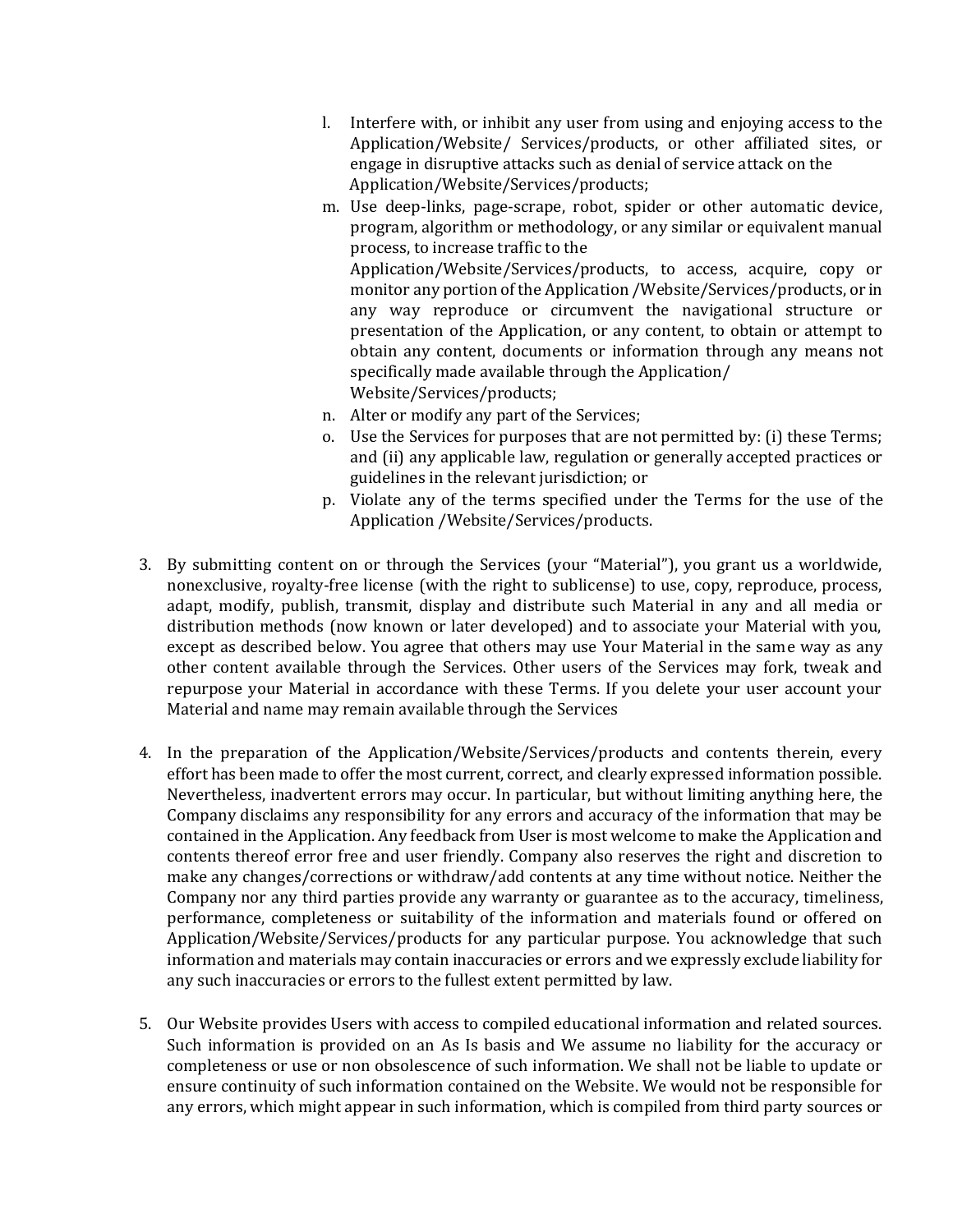l. Interfere with, or inhibit any user from using and enjoying access to the Application/Website/ Services/products, or other affiliated sites, or engage in disruptive attacks such as denial of service attack on the Application/Website/Services/products;
m. Use deep-links, page-scrape, robot, spider or other automatic device, program, algorithm or methodology, or any similar or equivalent manual process, to increase traffic to the Application/Website/Services/products, to access, acquire, copy or monitor any portion of the Application /Website/Services/products, or in any way reproduce or circumvent the navigational structure or presentation of the Application, or any content, to obtain or attempt to obtain any content, documents or information through any means not specifically made available through the Application/ Website/Services/products;
n. Alter or modify any part of the Services;
o. Use the Services for purposes that are not permitted by: (i) these Terms; and (ii) any applicable law, regulation or generally accepted practices or guidelines in the relevant jurisdiction; or
p. Violate any of the terms specified under the Terms for the use of the Application /Website/Services/products.

3. By submitting content on or through the Services (your "Material"), you grant us a worldwide, nonexclusive, royalty-free license (with the right to sublicense) to use, copy, reproduce, process, adapt, modify, publish, transmit, display and distribute such Material in any and all media or distribution methods (now known or later developed) and to associate your Material with you, except as described below. You agree that others may use Your Material in the same way as any other content available through the Services. Other users of the Services may fork, tweak and repurpose your Material in accordance with these Terms. If you delete your user account your Material and name may remain available through the Services

4. In the preparation of the Application/Website/Services/products and contents therein, every effort has been made to offer the most current, correct, and clearly expressed information possible. Nevertheless, inadvertent errors may occur. In particular, but without limiting anything here, the Company disclaims any responsibility for any errors and accuracy of the information that may be contained in the Application. Any feedback from User is most welcome to make the Application and contents thereof error free and user friendly. Company also reserves the right and discretion to make any changes/corrections or withdraw/add contents at any time without notice. Neither the Company nor any third parties provide any warranty or guarantee as to the accuracy, timeliness, performance, completeness or suitability of the information and materials found or offered on Application/Website/Services/products for any particular purpose. You acknowledge that such information and materials may contain inaccuracies or errors and we expressly exclude liability for any such inaccuracies or errors to the fullest extent permitted by law.

5. Our Website provides Users with access to compiled educational information and related sources. Such information is provided on an As Is basis and We assume no liability for the accuracy or completeness or use or non obsolescence of such information. We shall not be liable to update or ensure continuity of such information contained on the Website. We would not be responsible for any errors, which might appear in such information, which is compiled from third party sources or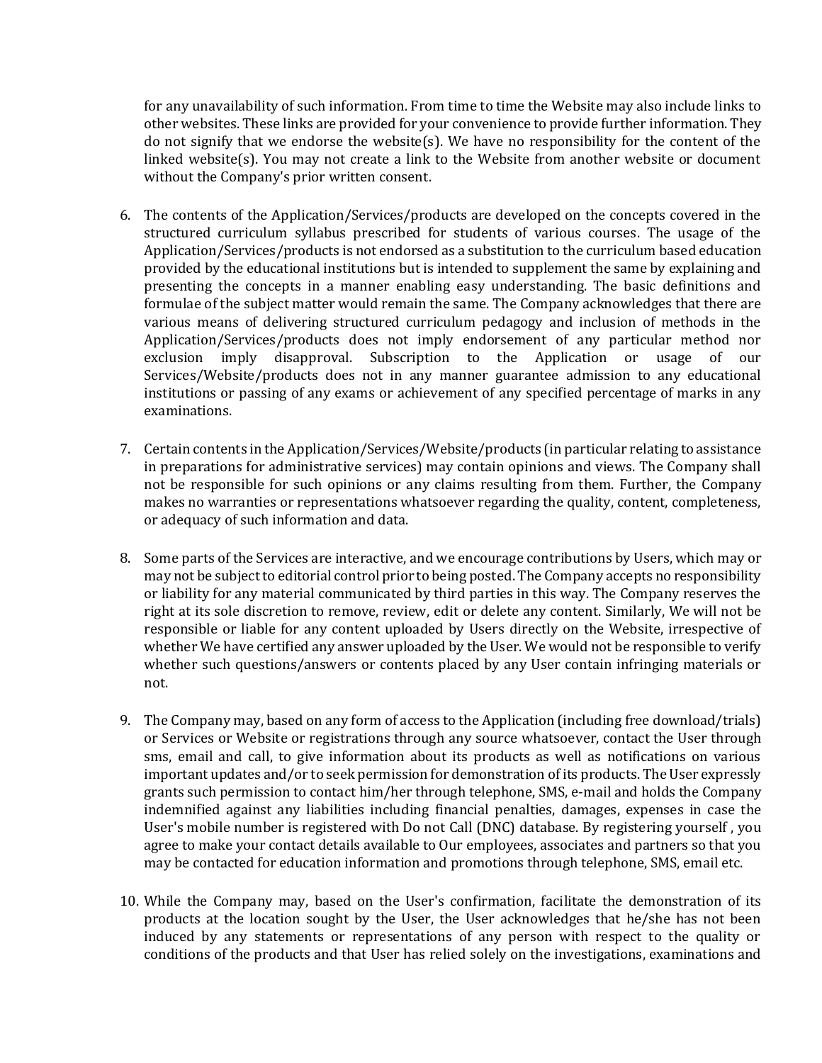for any unavailability of such information. From time to time the Website may also include links to other websites. These links are provided for your convenience to provide further information. They do not signify that we endorse the website(s). We have no responsibility for the content of the linked website(s). You may not create a link to the Website from another website or document without the Company's prior written consent.

6. The contents of the Application/Services/products are developed on the concepts covered in the structured curriculum syllabus prescribed for students of various courses. The usage of the Application/Services/products is not endorsed as a substitution to the curriculum based education provided by the educational institutions but is intended to supplement the same by explaining and presenting the concepts in a manner enabling easy understanding. The basic definitions and formulae of the subject matter would remain the same. The Company acknowledges that there are various means of delivering structured curriculum pedagogy and inclusion of methods in the Application/Services/products does not imply endorsement of any particular method nor exclusion imply disapproval. Subscription to the Application or usage of our Services/Website/products does not in any manner guarantee admission to any educational institutions or passing of any exams or achievement of any specified percentage of marks in any examinations.

7. Certain contents in the Application/Services/Website/products (in particular relating to assistance in preparations for administrative services) may contain opinions and views. The Company shall not be responsible for such opinions or any claims resulting from them. Further, the Company makes no warranties or representations whatsoever regarding the quality, content, completeness, or adequacy of such information and data.

8. Some parts of the Services are interactive, and we encourage contributions by Users, which may or may not be subject to editorial control prior to being posted. The Company accepts no responsibility or liability for any material communicated by third parties in this way. The Company reserves the right at its sole discretion to remove, review, edit or delete any content. Similarly, We will not be responsible or liable for any content uploaded by Users directly on the Website, irrespective of whether We have certified any answer uploaded by the User. We would not be responsible to verify whether such questions/answers or contents placed by any User contain infringing materials or not.

9. The Company may, based on any form of access to the Application (including free download/trials) or Services or Website or registrations through any source whatsoever, contact the User through sms, email and call, to give information about its products as well as notifications on various important updates and/or to seek permission for demonstration of its products. The User expressly grants such permission to contact him/her through telephone, SMS, e-mail and holds the Company indemnified against any liabilities including financial penalties, damages, expenses in case the User's mobile number is registered with Do not Call (DNC) database. By registering yourself , you agree to make your contact details available to Our employees, associates and partners so that you may be contacted for education information and promotions through telephone, SMS, email etc.

10. While the Company may, based on the User's confirmation, facilitate the demonstration of its products at the location sought by the User, the User acknowledges that he/she has not been induced by any statements or representations of any person with respect to the quality or conditions of the products and that User has relied solely on the investigations, examinations and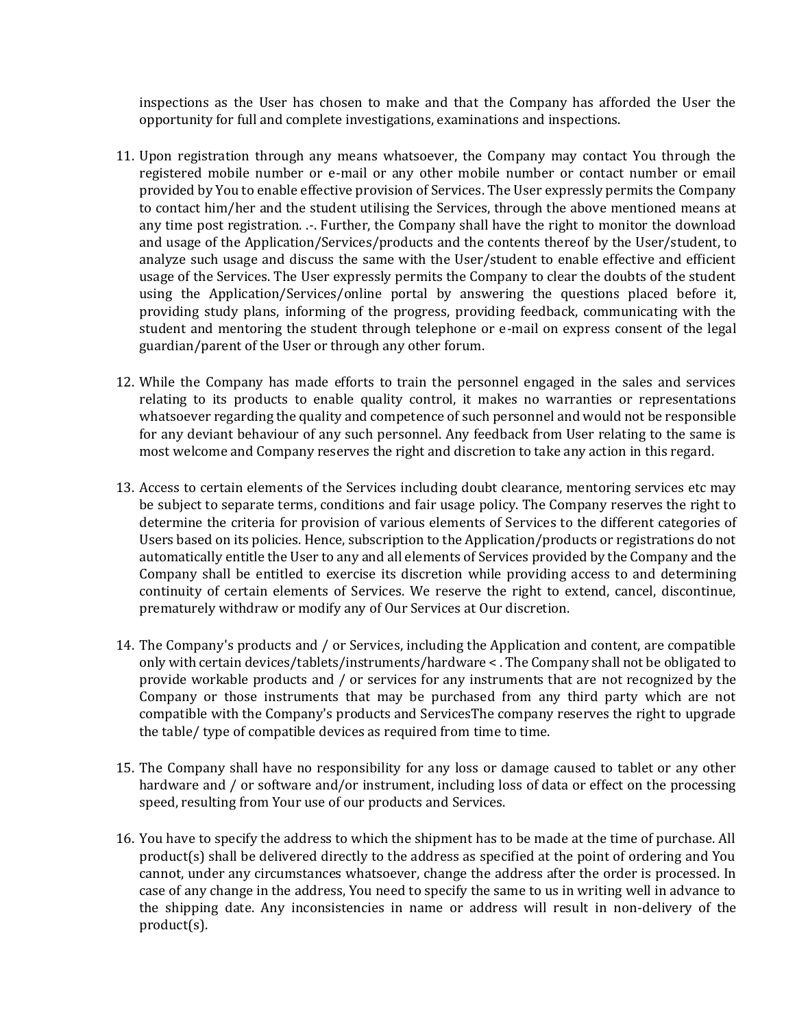inspections as the User has chosen to make and that the Company has afforded the User the opportunity for full and complete investigations, examinations and inspections.

11. Upon registration through any means whatsoever, the Company may contact You through the registered mobile number or e-mail or any other mobile number or contact number or email provided by You to enable effective provision of Services. The User expressly permits the Company to contact him/her and the student utilising the Services, through the above mentioned means at any time post registration. .-. Further, the Company shall have the right to monitor the download and usage of the Application/Services/products and the contents thereof by the User/student, to analyze such usage and discuss the same with the User/student to enable effective and efficient usage of the Services. The User expressly permits the Company to clear the doubts of the student using the Application/Services/online portal by answering the questions placed before it, providing study plans, informing of the progress, providing feedback, communicating with the student and mentoring the student through telephone or e-mail on express consent of the legal guardian/parent of the User or through any other forum.

12. While the Company has made efforts to train the personnel engaged in the sales and services relating to its products to enable quality control, it makes no warranties or representations whatsoever regarding the quality and competence of such personnel and would not be responsible for any deviant behaviour of any such personnel. Any feedback from User relating to the same is most welcome and Company reserves the right and discretion to take any action in this regard.

13. Access to certain elements of the Services including doubt clearance, mentoring services etc may be subject to separate terms, conditions and fair usage policy. The Company reserves the right to determine the criteria for provision of various elements of Services to the different categories of Users based on its policies. Hence, subscription to the Application/products or registrations do not automatically entitle the User to any and all elements of Services provided by the Company and the Company shall be entitled to exercise its discretion while providing access to and determining continuity of certain elements of Services. We reserve the right to extend, cancel, discontinue, prematurely withdraw or modify any of Our Services at Our discretion.

14. The Company's products and / or Services, including the Application and content, are compatible only with certain devices/tablets/instruments/hardware < . The Company shall not be obligated to provide workable products and / or services for any instruments that are not recognized by the Company or those instruments that may be purchased from any third party which are not compatible with the Company's products and ServicesThe company reserves the right to upgrade the table/ type of compatible devices as required from time to time.

15. The Company shall have no responsibility for any loss or damage caused to tablet or any other hardware and / or software and/or instrument, including loss of data or effect on the processing speed, resulting from Your use of our products and Services.

16. You have to specify the address to which the shipment has to be made at the time of purchase. All product(s) shall be delivered directly to the address as specified at the point of ordering and You cannot, under any circumstances whatsoever, change the address after the order is processed. In case of any change in the address, You need to specify the same to us in writing well in advance to the shipping date. Any inconsistencies in name or address will result in non-delivery of the product(s).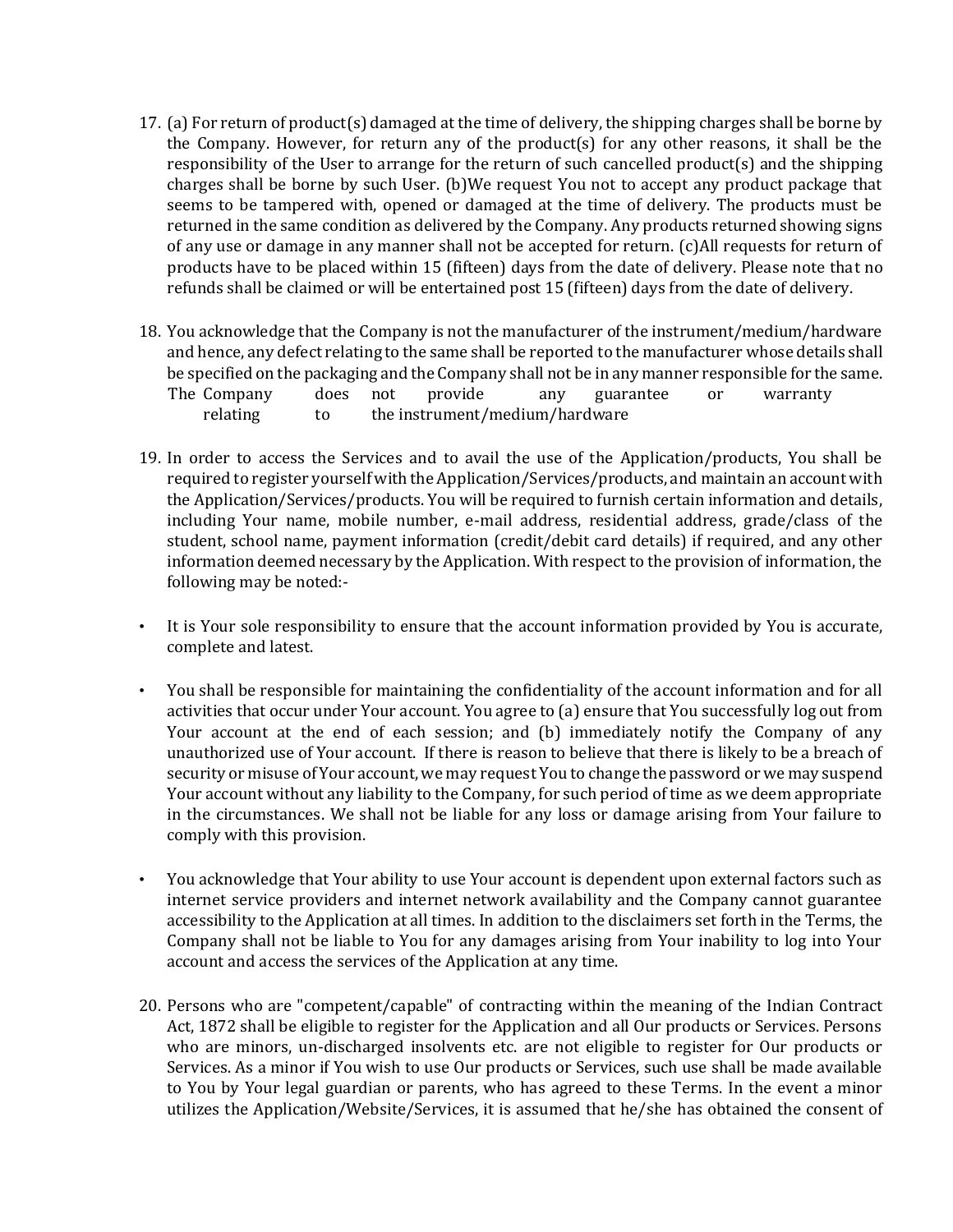17. (a) For return of product(s) damaged at the time of delivery, the shipping charges shall be borne by the Company. However, for return any of the product(s) for any other reasons, it shall be the responsibility of the User to arrange for the return of such cancelled product(s) and the shipping charges shall be borne by such User. (b)We request You not to accept any product package that seems to be tampered with, opened or damaged at the time of delivery. The products must be returned in the same condition as delivered by the Company. Any products returned showing signs of any use or damage in any manner shall not be accepted for return. (c)All requests for return of products have to be placed within 15 (fifteen) days from the date of delivery. Please note that no refunds shall be claimed or will be entertained post 15 (fifteen) days from the date of delivery.

18. You acknowledge that the Company is not the manufacturer of the instrument/medium/hardware and hence, any defect relating to the same shall be reported to the manufacturer whose details shall be specified on the packaging and the Company shall not be in any manner responsible for the same. The Company does not provide any guarantee or warranty relating to the instrument/medium/hardware

19. In order to access the Services and to avail the use of the Application/products, You shall be required to register yourself with the Application/Services/products, and maintain an account with the Application/Services/products. You will be required to furnish certain information and details, including Your name, mobile number, e-mail address, residential address, grade/class of the student, school name, payment information (credit/debit card details) if required, and any other information deemed necessary by the Application. With respect to the provision of information, the following may be noted:-

- It is Your sole responsibility to ensure that the account information provided by You is accurate, complete and latest.

- You shall be responsible for maintaining the confidentiality of the account information and for all activities that occur under Your account. You agree to (a) ensure that You successfully log out from Your account at the end of each session; and (b) immediately notify the Company of any unauthorized use of Your account. If there is reason to believe that there is likely to be a breach of security or misuse of Your account, we may request You to change the password or we may suspend Your account without any liability to the Company, for such period of time as we deem appropriate in the circumstances. We shall not be liable for any loss or damage arising from Your failure to comply with this provision.

- You acknowledge that Your ability to use Your account is dependent upon external factors such as internet service providers and internet network availability and the Company cannot guarantee accessibility to the Application at all times. In addition to the disclaimers set forth in the Terms, the Company shall not be liable to You for any damages arising from Your inability to log into Your account and access the services of the Application at any time.

20. Persons who are "competent/capable" of contracting within the meaning of the Indian Contract Act, 1872 shall be eligible to register for the Application and all Our products or Services. Persons who are minors, un-discharged insolvents etc. are not eligible to register for Our products or Services. As a minor if You wish to use Our products or Services, such use shall be made available to You by Your legal guardian or parents, who has agreed to these Terms. In the event a minor utilizes the Application/Website/Services, it is assumed that he/she has obtained the consent of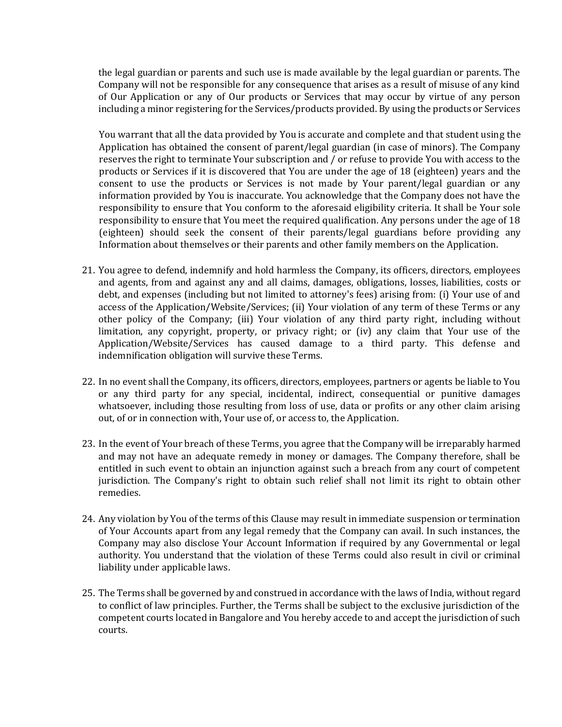the legal guardian or parents and such use is made available by the legal guardian or parents. The Company will not be responsible for any consequence that arises as a result of misuse of any kind of Our Application or any of Our products or Services that may occur by virtue of any person including a minor registering for the Services/products provided. By using the products or Services

You warrant that all the data provided by You is accurate and complete and that student using the Application has obtained the consent of parent/legal guardian (in case of minors). The Company reserves the right to terminate Your subscription and / or refuse to provide You with access to the products or Services if it is discovered that You are under the age of 18 (eighteen) years and the consent to use the products or Services is not made by Your parent/legal guardian or any information provided by You is inaccurate. You acknowledge that the Company does not have the responsibility to ensure that You conform to the aforesaid eligibility criteria. It shall be Your sole responsibility to ensure that You meet the required qualification. Any persons under the age of 18 (eighteen) should seek the consent of their parents/legal guardians before providing any Information about themselves or their parents and other family members on the Application.

21. You agree to defend, indemnify and hold harmless the Company, its officers, directors, employees and agents, from and against any and all claims, damages, obligations, losses, liabilities, costs or debt, and expenses (including but not limited to attorney's fees) arising from: (i) Your use of and access of the Application/Website/Services; (ii) Your violation of any term of these Terms or any other policy of the Company; (iii) Your violation of any third party right, including without limitation, any copyright, property, or privacy right; or (iv) any claim that Your use of the Application/Website/Services has caused damage to a third party. This defense and indemnification obligation will survive these Terms.

22. In no event shall the Company, its officers, directors, employees, partners or agents be liable to You or any third party for any special, incidental, indirect, consequential or punitive damages whatsoever, including those resulting from loss of use, data or profits or any other claim arising out, of or in connection with, Your use of, or access to, the Application.

23. In the event of Your breach of these Terms, you agree that the Company will be irreparably harmed and may not have an adequate remedy in money or damages. The Company therefore, shall be entitled in such event to obtain an injunction against such a breach from any court of competent jurisdiction. The Company's right to obtain such relief shall not limit its right to obtain other remedies.

24. Any violation by You of the terms of this Clause may result in immediate suspension or termination of Your Accounts apart from any legal remedy that the Company can avail. In such instances, the Company may also disclose Your Account Information if required by any Governmental or legal authority. You understand that the violation of these Terms could also result in civil or criminal liability under applicable laws.

25. The Terms shall be governed by and construed in accordance with the laws of India, without regard to conflict of law principles. Further, the Terms shall be subject to the exclusive jurisdiction of the competent courts located in Bangalore and You hereby accede to and accept the jurisdiction of such courts.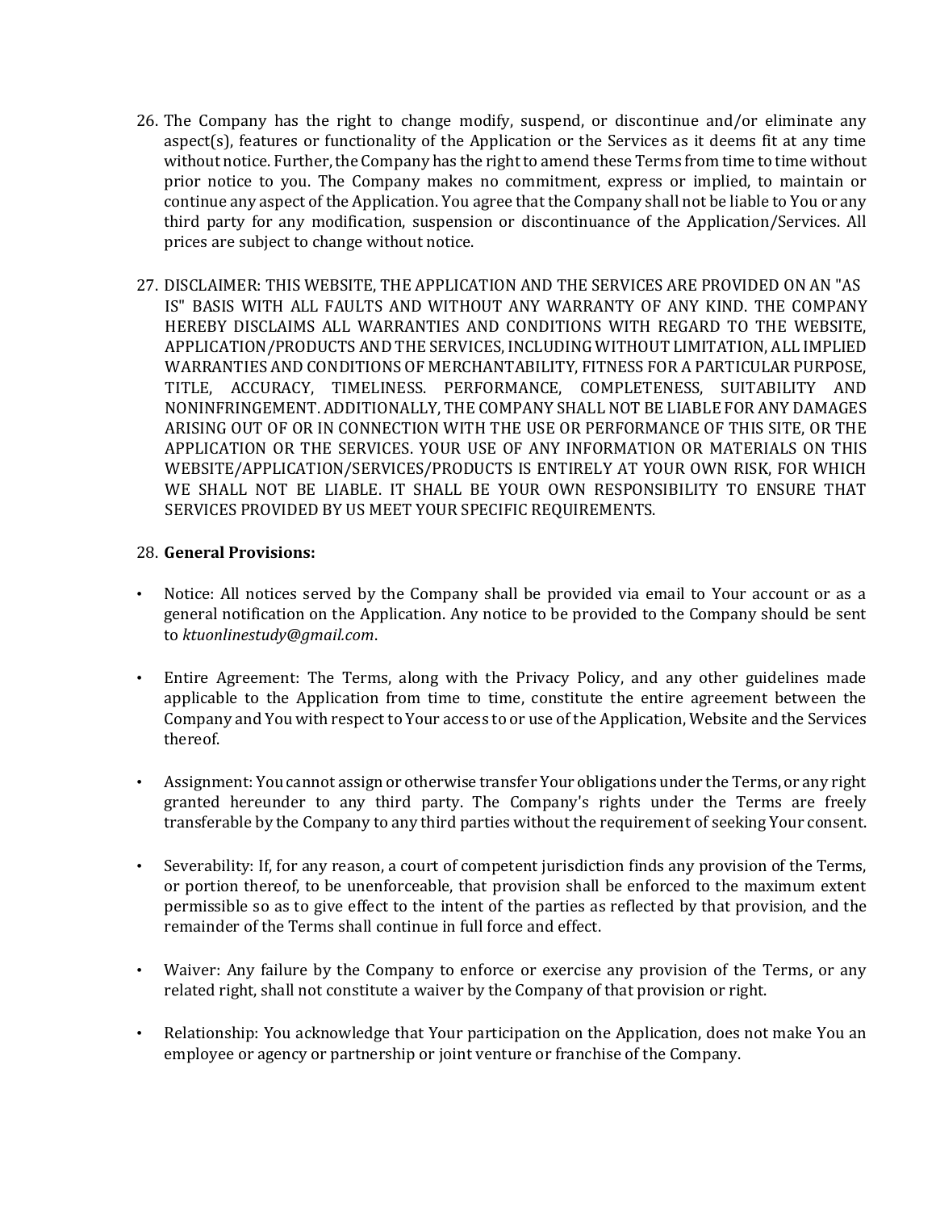26. The Company has the right to change modify, suspend, or discontinue and/or eliminate any aspect(s), features or functionality of the Application or the Services as it deems fit at any time without notice. Further, the Company has the right to amend these Terms from time to time without prior notice to you. The Company makes no commitment, express or implied, to maintain or continue any aspect of the Application. You agree that the Company shall not be liable to You or any third party for any modification, suspension or discontinuance of the Application/Services. All prices are subject to change without notice.

27. DISCLAIMER: THIS WEBSITE, THE APPLICATION AND THE SERVICES ARE PROVIDED ON AN "AS IS" BASIS WITH ALL FAULTS AND WITHOUT ANY WARRANTY OF ANY KIND. THE COMPANY HEREBY DISCLAIMS ALL WARRANTIES AND CONDITIONS WITH REGARD TO THE WEBSITE, APPLICATION/PRODUCTS AND THE SERVICES, INCLUDING WITHOUT LIMITATION, ALL IMPLIED WARRANTIES AND CONDITIONS OF MERCHANTABILITY, FITNESS FOR A PARTICULAR PURPOSE, TITLE, ACCURACY, TIMELINESS. PERFORMANCE, COMPLETENESS, SUITABILITY AND NONINFRINGEMENT. ADDITIONALLY, THE COMPANY SHALL NOT BE LIABLE FOR ANY DAMAGES ARISING OUT OF OR IN CONNECTION WITH THE USE OR PERFORMANCE OF THIS SITE, OR THE APPLICATION OR THE SERVICES. YOUR USE OF ANY INFORMATION OR MATERIALS ON THIS WEBSITE/APPLICATION/SERVICES/PRODUCTS IS ENTIRELY AT YOUR OWN RISK, FOR WHICH WE SHALL NOT BE LIABLE. IT SHALL BE YOUR OWN RESPONSIBILITY TO ENSURE THAT SERVICES PROVIDED BY US MEET YOUR SPECIFIC REQUIREMENTS.

28. **General Provisions:**

- Notice: All notices served by the Company shall be provided via email to Your account or as a general notification on the Application. Any notice to be provided to the Company should be sent to *ktuonlinestudy@gmail.com*.

- Entire Agreement: The Terms, along with the Privacy Policy, and any other guidelines made applicable to the Application from time to time, constitute the entire agreement between the Company and You with respect to Your access to or use of the Application, Website and the Services thereof.

- Assignment: You cannot assign or otherwise transfer Your obligations under the Terms, or any right granted hereunder to any third party. The Company's rights under the Terms are freely transferable by the Company to any third parties without the requirement of seeking Your consent.

- Severability: If, for any reason, a court of competent jurisdiction finds any provision of the Terms, or portion thereof, to be unenforceable, that provision shall be enforced to the maximum extent permissible so as to give effect to the intent of the parties as reflected by that provision, and the remainder of the Terms shall continue in full force and effect.

- Waiver: Any failure by the Company to enforce or exercise any provision of the Terms, or any related right, shall not constitute a waiver by the Company of that provision or right.

- Relationship: You acknowledge that Your participation on the Application, does not make You an employee or agency or partnership or joint venture or franchise of the Company.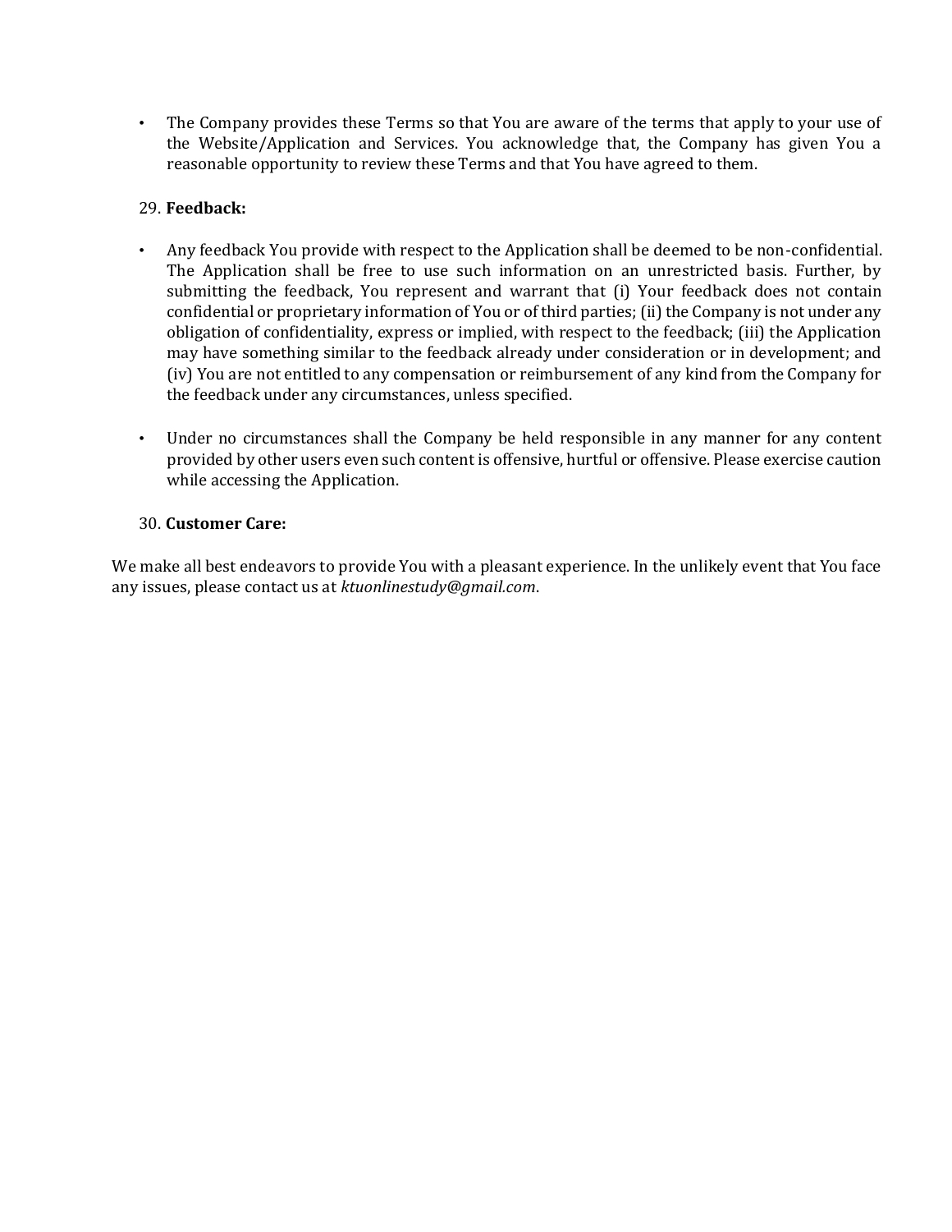- The Company provides these Terms so that You are aware of the terms that apply to your use of the Website/Application and Services. You acknowledge that, the Company has given You a reasonable opportunity to review these Terms and that You have agreed to them.

29. **Feedback:**

- Any feedback You provide with respect to the Application shall be deemed to be non-confidential. The Application shall be free to use such information on an unrestricted basis. Further, by submitting the feedback, You represent and warrant that (i) Your feedback does not contain confidential or proprietary information of You or of third parties; (ii) the Company is not under any obligation of confidentiality, express or implied, with respect to the feedback; (iii) the Application may have something similar to the feedback already under consideration or in development; and (iv) You are not entitled to any compensation or reimbursement of any kind from the Company for the feedback under any circumstances, unless specified.

- Under no circumstances shall the Company be held responsible in any manner for any content provided by other users even such content is offensive, hurtful or offensive. Please exercise caution while accessing the Application.

30. **Customer Care:**

We make all best endeavors to provide You with a pleasant experience. In the unlikely event that You face any issues, please contact us at *ktuonlinestudy@gmail.com*.